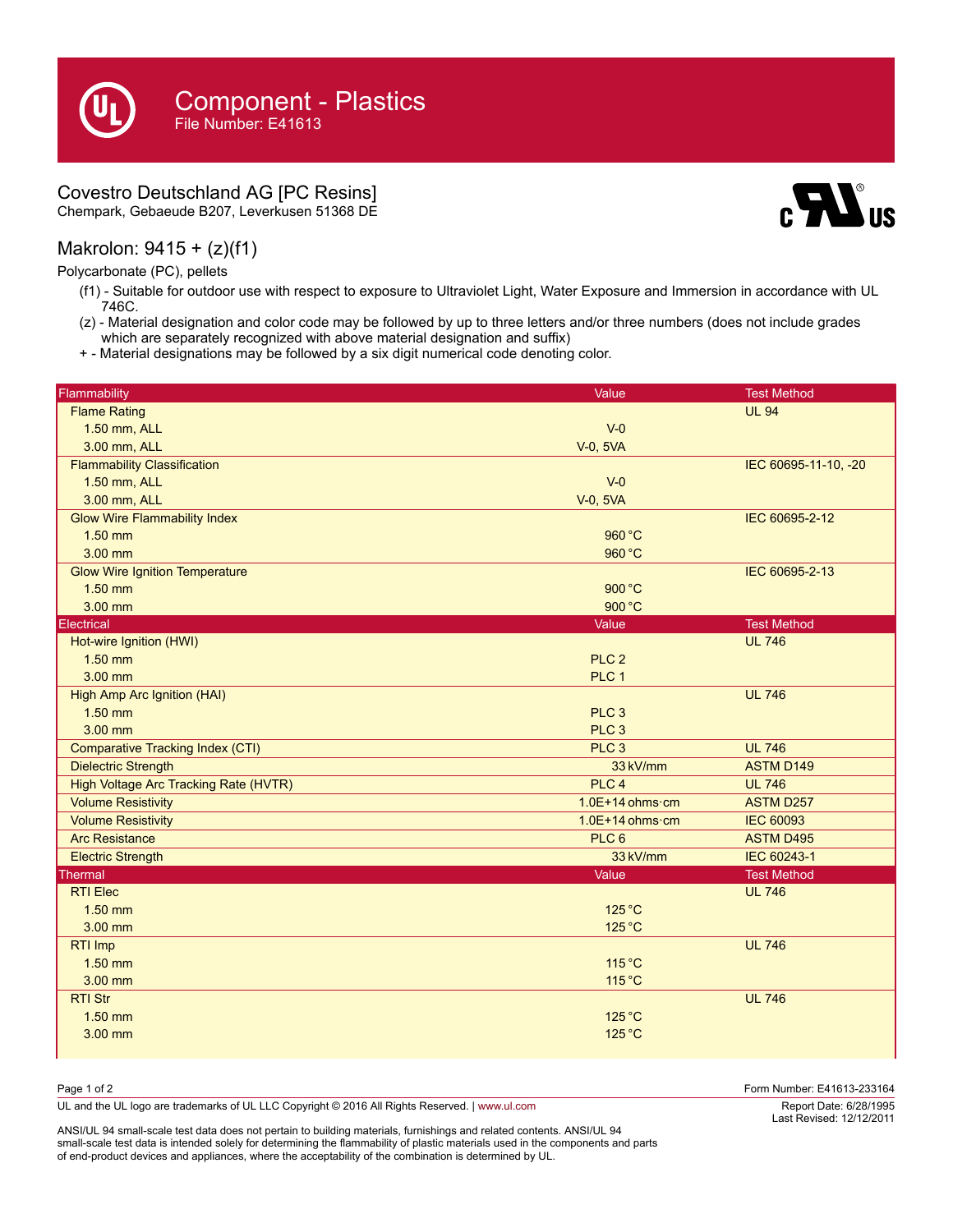# Component - Plastics

File Number: E41613

## Covestro Deutschland AG [PC Resins]

Chempark, Gebaeude B207, Leverkusen 51368 DE

## Makrolon: 9415 + (z)(f1)

Polycarbonate (PC), pellets

- (f1) - Suitable for outdoor use with respect to exposure to Ultraviolet Light, Water Exposure and Immersion in accordance with UL 746C.
- (z) - Material designation and color code may be followed by up to three letters and/or three numbers (does not include grades which are separately recognized with above material designation and suffix)
- \+ - Material designations may be followed by a six digit numerical code denoting color.

| Flammability | Value | Test Method |
|---|---|---|
| Flame Rating | | UL 94 |
| 1.50 mm, ALL | V-0 | |
| 3.00 mm, ALL | V-0, 5VA | |
| Flammability Classification | | IEC 60695-11-10, -20 |
| 1.50 mm, ALL | V-0 | |
| 3.00 mm, ALL | V-0, 5VA | |
| Glow Wire Flammability Index | | IEC 60695-2-12 |
| 1.50 mm | 960 °C | |
| 3.00 mm | 960 °C | |
| Glow Wire Ignition Temperature | | IEC 60695-2-13 |
| 1.50 mm | 900 °C | |
| 3.00 mm | 900 °C | |
| **Electrical** | **Value** | **Test Method** |
| Hot-wire Ignition (HWI) | | UL 746 |
| 1.50 mm | PLC 2 | |
| 3.00 mm | PLC 1 | |
| High Amp Arc Ignition (HAI) | | UL 746 |
| 1.50 mm | PLC 3 | |
| 3.00 mm | PLC 3 | |
| Comparative Tracking Index (CTI) | PLC 3 | UL 746 |
| Dielectric Strength | 33 kV/mm | ASTM D149 |
| High Voltage Arc Tracking Rate (HVTR) | PLC 4 | UL 746 |
| Volume Resistivity | 1.0E+14 ohms·cm | ASTM D257 |
| Volume Resistivity | 1.0E+14 ohms·cm | IEC 60093 |
| Arc Resistance | PLC 6 | ASTM D495 |
| Electric Strength | 33 kV/mm | IEC 60243-1 |
| **Thermal** | **Value** | **Test Method** |
| RTI Elec | | UL 746 |
| 1.50 mm | 125 °C | |
| 3.00 mm | 125 °C | |
| RTI Imp | | UL 746 |
| 1.50 mm | 115 °C | |
| 3.00 mm | 115 °C | |
| RTI Str | | UL 746 |
| 1.50 mm | 125 °C | |
| 3.00 mm | 125 °C | |

Form Number: E41613-233164

UL and the UL logo are trademarks of UL LLC Copyright © 2016 All Rights Reserved. | www.ul.com

Report Date: 6/28/1995
Last Revised: 12/12/2011

ANSI/UL 94 small-scale test data does not pertain to building materials, furnishings and related contents. ANSI/UL 94 small-scale test data is intended solely for determining the flammability of plastic materials used in the components and parts of end-product devices and appliances, where the acceptability of the combination is determined by UL.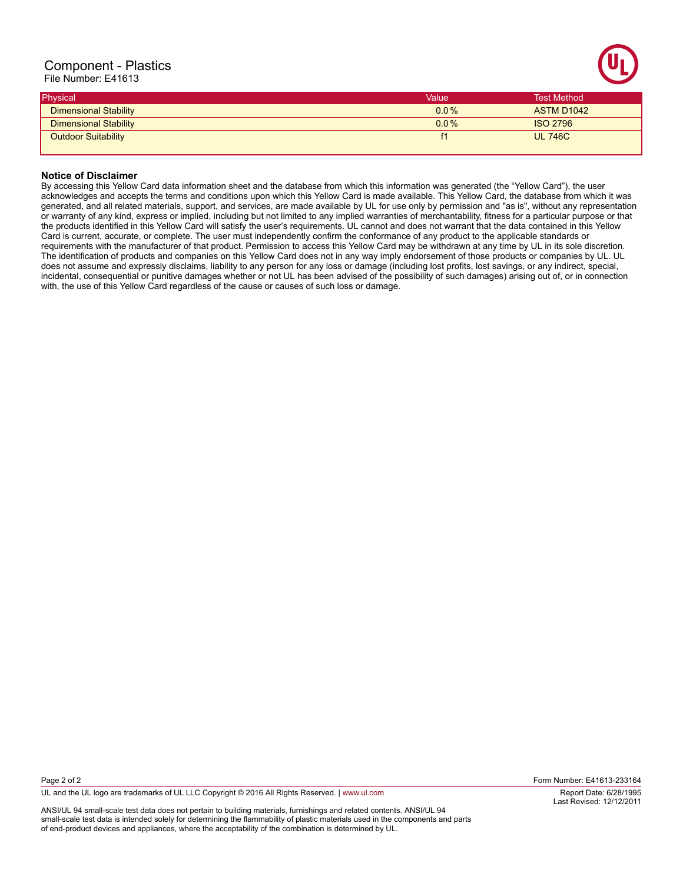| Physical | Value | Test Method |
|---|---|---|
| Dimensional Stability | 0.0 % | ASTM D1042 |
| Dimensional Stability | 0.0 % | ISO 2796 |
| Outdoor Suitability | f1 | UL 746C |

**Notice of Disclaimer**

By accessing this Yellow Card data information sheet and the database from which this information was generated (the "Yellow Card"), the user acknowledges and accepts the terms and conditions upon which this Yellow Card is made available. This Yellow Card, the database from which it was generated, and all related materials, support, and services, are made available by UL for use only by permission and "as is", without any representation or warranty of any kind, express or implied, including but not limited to any implied warranties of merchantability, fitness for a particular purpose or that the products identified in this Yellow Card will satisfy the user's requirements. UL cannot and does not warrant that the data contained in this Yellow Card is current, accurate, or complete. The user must independently confirm the conformance of any product to the applicable standards or requirements with the manufacturer of that product. Permission to access this Yellow Card may be withdrawn at any time by UL in its sole discretion. The identification of products and companies on this Yellow Card does not in any way imply endorsement of those products or companies by UL. UL does not assume and expressly disclaims, liability to any person for any loss or damage (including lost profits, lost savings, or any indirect, special, incidental, consequential or punitive damages whether or not UL has been advised of the possibility of such damages) arising out of, or in connection with, the use of this Yellow Card regardless of the cause or causes of such loss or damage.

ANSI/UL 94 small-scale test data does not pertain to building materials, furnishings and related contents. ANSI/UL 94 small-scale test data is intended solely for determining the flammability of plastic materials used in the components and parts of end-product devices and appliances, where the acceptability of the combination is determined by UL.